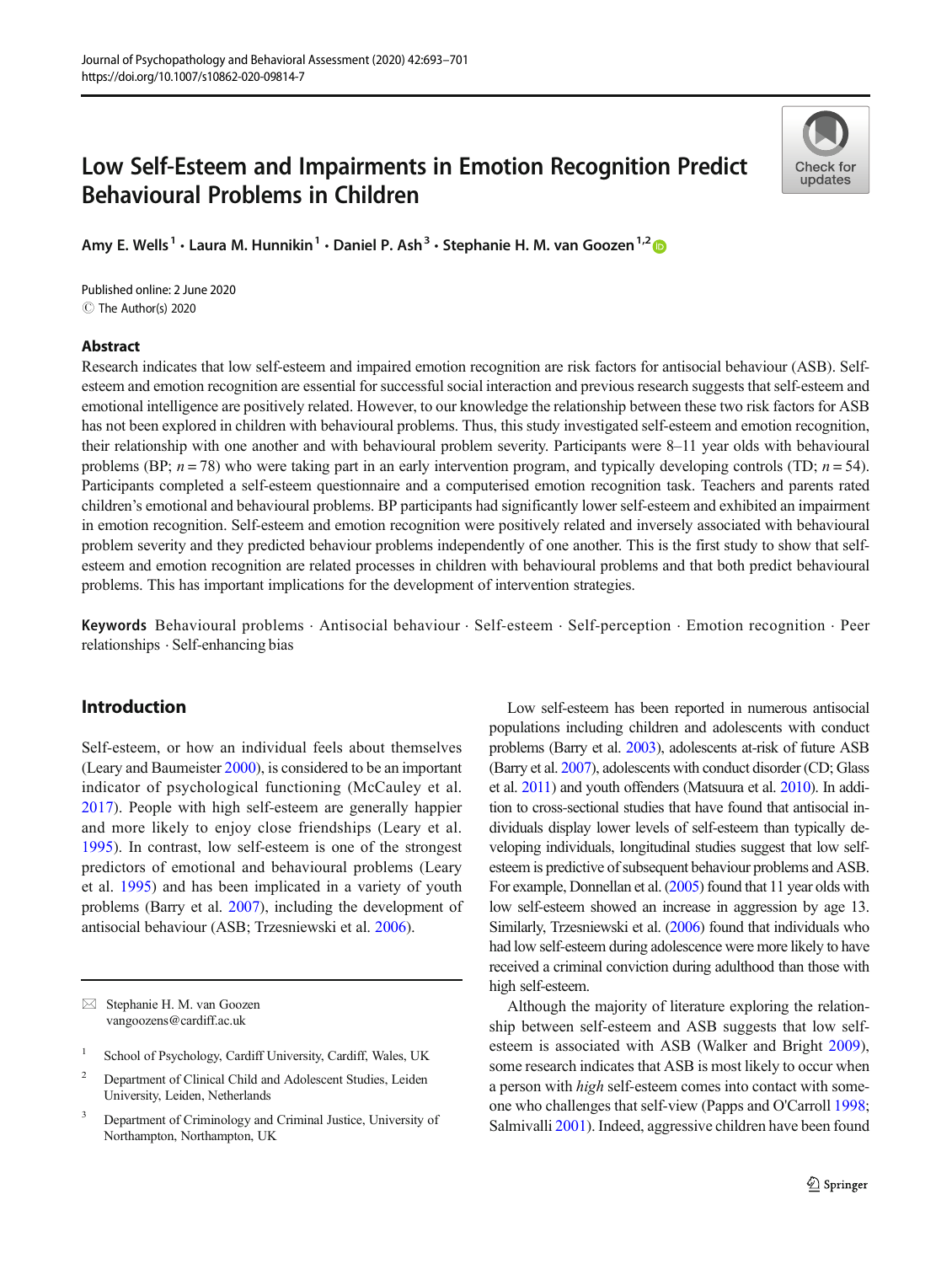# Low Self-Esteem and Impairments in Emotion Recognition Predict Behavioural Problems in Children

Amy E. Wells[1] · Laura M. Hunnikin[1] · Daniel P. Ash[3] · Stephanie H. M. van Goozen[1,2]

Published online: 2 June 2020
© The Author(s) 2020

## Abstract

Research indicates that low self-esteem and impaired emotion recognition are risk factors for antisocial behaviour (ASB). Self-esteem and emotion recognition are essential for successful social interaction and previous research suggests that self-esteem and emotional intelligence are positively related. However, to our knowledge the relationship between these two risk factors for ASB has not been explored in children with behavioural problems. Thus, this study investigated self-esteem and emotion recognition, their relationship with one another and with behavioural problem severity. Participants were 8–11 year olds with behavioural problems (BP; $n = 78$) who were taking part in an early intervention program, and typically developing controls (TD; $n = 54$). Participants completed a self-esteem questionnaire and a computerised emotion recognition task. Teachers and parents rated children's emotional and behavioural problems. BP participants had significantly lower self-esteem and exhibited an impairment in emotion recognition. Self-esteem and emotion recognition were positively related and inversely associated with behavioural problem severity and they predicted behaviour problems independently of one another. This is the first study to show that self-esteem and emotion recognition are related processes in children with behavioural problems and that both predict behavioural problems. This has important implications for the development of intervention strategies.

**Keywords** Behavioural problems · Antisocial behaviour · Self-esteem · Self-perception · Emotion recognition · Peer relationships · Self-enhancing bias

## Introduction

Self-esteem, or how an individual feels about themselves (Leary and Baumeister 2000), is considered to be an important indicator of psychological functioning (McCauley et al. 2017). People with high self-esteem are generally happier and more likely to enjoy close friendships (Leary et al. 1995). In contrast, low self-esteem is one of the strongest predictors of emotional and behavioural problems (Leary et al. 1995) and has been implicated in a variety of youth problems (Barry et al. 2007), including the development of antisocial behaviour (ASB; Trzesniewski et al. 2006).

Low self-esteem has been reported in numerous antisocial populations including children and adolescents with conduct problems (Barry et al. 2003), adolescents at-risk of future ASB (Barry et al. 2007), adolescents with conduct disorder (CD; Glass et al. 2011) and youth offenders (Matsuura et al. 2010). In addition to cross-sectional studies that have found that antisocial individuals display lower levels of self-esteem than typically developing individuals, longitudinal studies suggest that low self-esteem is predictive of subsequent behaviour problems and ASB. For example, Donnellan et al. (2005) found that 11 year olds with low self-esteem showed an increase in aggression by age 13. Similarly, Trzesniewski et al. (2006) found that individuals who had low self-esteem during adolescence were more likely to have received a criminal conviction during adulthood than those with high self-esteem.

Although the majority of literature exploring the relationship between self-esteem and ASB suggests that low self-esteem is associated with ASB (Walker and Bright 2009), some research indicates that ASB is most likely to occur when a person with *high* self-esteem comes into contact with someone who challenges that self-view (Papps and O'Carroll 1998; Salmivalli 2001). Indeed, aggressive children have been found

---

✉ Stephanie H. M. van Goozen
vangoozens@cardiff.ac.uk

[1] School of Psychology, Cardiff University, Cardiff, Wales, UK

[2] Department of Clinical Child and Adolescent Studies, Leiden University, Leiden, Netherlands

[3] Department of Criminology and Criminal Justice, University of Northampton, Northampton, UK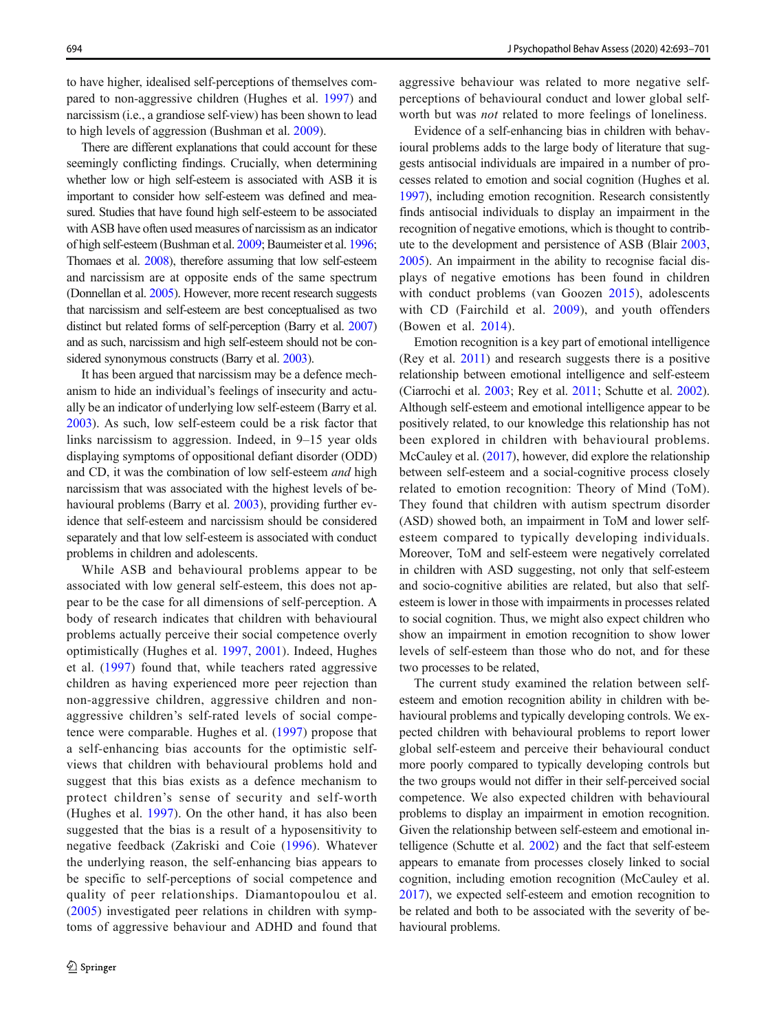to have higher, idealised self-perceptions of themselves compared to non-aggressive children (Hughes et al. 1997) and narcissism (i.e., a grandiose self-view) has been shown to lead to high levels of aggression (Bushman et al. 2009).

There are different explanations that could account for these seemingly conflicting findings. Crucially, when determining whether low or high self-esteem is associated with ASB it is important to consider how self-esteem was defined and measured. Studies that have found high self-esteem to be associated with ASB have often used measures of narcissism as an indicator of high self-esteem (Bushman et al. 2009; Baumeister et al. 1996; Thomaes et al. 2008), therefore assuming that low self-esteem and narcissism are at opposite ends of the same spectrum (Donnellan et al. 2005). However, more recent research suggests that narcissism and self-esteem are best conceptualised as two distinct but related forms of self-perception (Barry et al. 2007) and as such, narcissism and high self-esteem should not be considered synonymous constructs (Barry et al. 2003).

It has been argued that narcissism may be a defence mechanism to hide an individual's feelings of insecurity and actually be an indicator of underlying low self-esteem (Barry et al. 2003). As such, low self-esteem could be a risk factor that links narcissism to aggression. Indeed, in 9–15 year olds displaying symptoms of oppositional defiant disorder (ODD) and CD, it was the combination of low self-esteem *and* high narcissism that was associated with the highest levels of behavioural problems (Barry et al. 2003), providing further evidence that self-esteem and narcissism should be considered separately and that low self-esteem is associated with conduct problems in children and adolescents.

While ASB and behavioural problems appear to be associated with low general self-esteem, this does not appear to be the case for all dimensions of self-perception. A body of research indicates that children with behavioural problems actually perceive their social competence overly optimistically (Hughes et al. 1997, 2001). Indeed, Hughes et al. (1997) found that, while teachers rated aggressive children as having experienced more peer rejection than non-aggressive children, aggressive children and non-aggressive children's self-rated levels of social competence were comparable. Hughes et al. (1997) propose that a self-enhancing bias accounts for the optimistic self-views that children with behavioural problems hold and suggest that this bias exists as a defence mechanism to protect children's sense of security and self-worth (Hughes et al. 1997). On the other hand, it has also been suggested that the bias is a result of a hyposensitivity to negative feedback (Zakriski and Coie (1996). Whatever the underlying reason, the self-enhancing bias appears to be specific to self-perceptions of social competence and quality of peer relationships. Diamantopoulou et al. (2005) investigated peer relations in children with symptoms of aggressive behaviour and ADHD and found that aggressive behaviour was related to more negative self-perceptions of behavioural conduct and lower global self-worth but was *not* related to more feelings of loneliness.

Evidence of a self-enhancing bias in children with behavioural problems adds to the large body of literature that suggests antisocial individuals are impaired in a number of processes related to emotion and social cognition (Hughes et al. 1997), including emotion recognition. Research consistently finds antisocial individuals to display an impairment in the recognition of negative emotions, which is thought to contribute to the development and persistence of ASB (Blair 2003, 2005). An impairment in the ability to recognise facial displays of negative emotions has been found in children with conduct problems (van Goozen 2015), adolescents with CD (Fairchild et al. 2009), and youth offenders (Bowen et al. 2014).

Emotion recognition is a key part of emotional intelligence (Rey et al. 2011) and research suggests there is a positive relationship between emotional intelligence and self-esteem (Ciarrochi et al. 2003; Rey et al. 2011; Schutte et al. 2002). Although self-esteem and emotional intelligence appear to be positively related, to our knowledge this relationship has not been explored in children with behavioural problems. McCauley et al. (2017), however, did explore the relationship between self-esteem and a social-cognitive process closely related to emotion recognition: Theory of Mind (ToM). They found that children with autism spectrum disorder (ASD) showed both, an impairment in ToM and lower self-esteem compared to typically developing individuals. Moreover, ToM and self-esteem were negatively correlated in children with ASD suggesting, not only that self-esteem and socio-cognitive abilities are related, but also that self-esteem is lower in those with impairments in processes related to social cognition. Thus, we might also expect children who show an impairment in emotion recognition to show lower levels of self-esteem than those who do not, and for these two processes to be related,

The current study examined the relation between self-esteem and emotion recognition ability in children with behavioural problems and typically developing controls. We expected children with behavioural problems to report lower global self-esteem and perceive their behavioural conduct more poorly compared to typically developing controls but the two groups would not differ in their self-perceived social competence. We also expected children with behavioural problems to display an impairment in emotion recognition. Given the relationship between self-esteem and emotional intelligence (Schutte et al. 2002) and the fact that self-esteem appears to emanate from processes closely linked to social cognition, including emotion recognition (McCauley et al. 2017), we expected self-esteem and emotion recognition to be related and both to be associated with the severity of behavioural problems.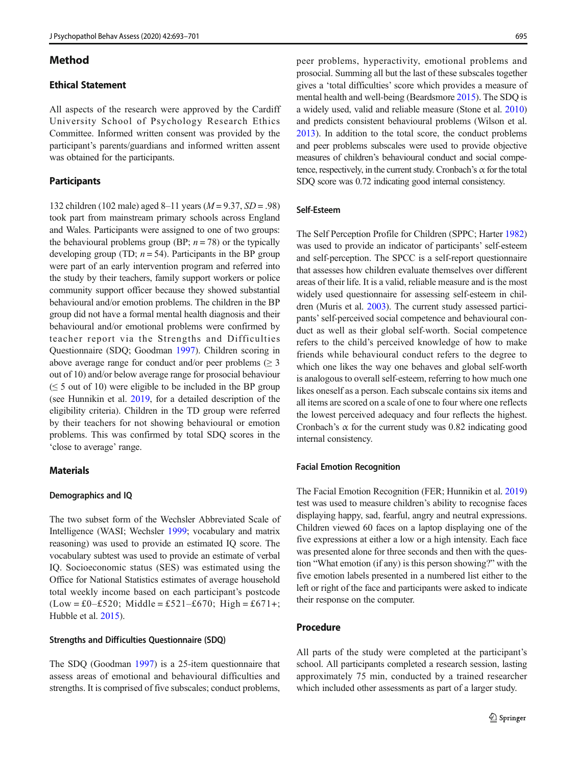## Method

### Ethical Statement

All aspects of the research were approved by the Cardiff University School of Psychology Research Ethics Committee. Informed written consent was provided by the participant's parents/guardians and informed written assent was obtained for the participants.

### Participants

132 children (102 male) aged 8–11 years ($M = 9.37$, $SD = .98$) took part from mainstream primary schools across England and Wales. Participants were assigned to one of two groups: the behavioural problems group (BP; $n = 78$) or the typically developing group (TD; $n = 54$). Participants in the BP group were part of an early intervention program and referred into the study by their teachers, family support workers or police community support officer because they showed substantial behavioural and/or emotion problems. The children in the BP group did not have a formal mental health diagnosis and their behavioural and/or emotional problems were confirmed by teacher report via the Strengths and Difficulties Questionnaire (SDQ; Goodman 1997). Children scoring in above average range for conduct and/or peer problems ($\geq 3$ out of 10) and/or below average range for prosocial behaviour ($\leq 5$ out of 10) were eligible to be included in the BP group (see Hunnikin et al. 2019, for a detailed description of the eligibility criteria). Children in the TD group were referred by their teachers for not showing behavioural or emotion problems. This was confirmed by total SDQ scores in the 'close to average' range.

### Materials

#### Demographics and IQ

The two subset form of the Wechsler Abbreviated Scale of Intelligence (WASI; Wechsler 1999; vocabulary and matrix reasoning) was used to provide an estimated IQ score. The vocabulary subtest was used to provide an estimate of verbal IQ. Socioeconomic status (SES) was estimated using the Office for National Statistics estimates of average household total weekly income based on each participant's postcode (Low = £0–£520; Middle = £521–£670; High = £671+; Hubble et al. 2015).

#### Strengths and Difficulties Questionnaire (SDQ)

The SDQ (Goodman 1997) is a 25-item questionnaire that assess areas of emotional and behavioural difficulties and strengths. It is comprised of five subscales; conduct problems, peer problems, hyperactivity, emotional problems and prosocial. Summing all but the last of these subscales together gives a 'total difficulties' score which provides a measure of mental health and well-being (Beardsmore 2015). The SDQ is a widely used, valid and reliable measure (Stone et al. 2010) and predicts consistent behavioural problems (Wilson et al. 2013). In addition to the total score, the conduct problems and peer problems subscales were used to provide objective measures of children's behavioural conduct and social competence, respectively, in the current study. Cronbach's $\alpha$ for the total SDQ score was 0.72 indicating good internal consistency.

#### Self-Esteem

The Self Perception Profile for Children (SPPC; Harter 1982) was used to provide an indicator of participants' self-esteem and self-perception. The SPCC is a self-report questionnaire that assesses how children evaluate themselves over different areas of their life. It is a valid, reliable measure and is the most widely used questionnaire for assessing self-esteem in children (Muris et al. 2003). The current study assessed participants' self-perceived social competence and behavioural conduct as well as their global self-worth. Social competence refers to the child's perceived knowledge of how to make friends while behavioural conduct refers to the degree to which one likes the way one behaves and global self-worth is analogous to overall self-esteem, referring to how much one likes oneself as a person. Each subscale contains six items and all items are scored on a scale of one to four where one reflects the lowest perceived adequacy and four reflects the highest. Cronbach's $\alpha$ for the current study was 0.82 indicating good internal consistency.

#### Facial Emotion Recognition

The Facial Emotion Recognition (FER; Hunnikin et al. 2019) test was used to measure children's ability to recognise faces displaying happy, sad, fearful, angry and neutral expressions. Children viewed 60 faces on a laptop displaying one of the five expressions at either a low or a high intensity. Each face was presented alone for three seconds and then with the question "What emotion (if any) is this person showing?" with the five emotion labels presented in a numbered list either to the left or right of the face and participants were asked to indicate their response on the computer.

### Procedure

All parts of the study were completed at the participant's school. All participants completed a research session, lasting approximately 75 min, conducted by a trained researcher which included other assessments as part of a larger study.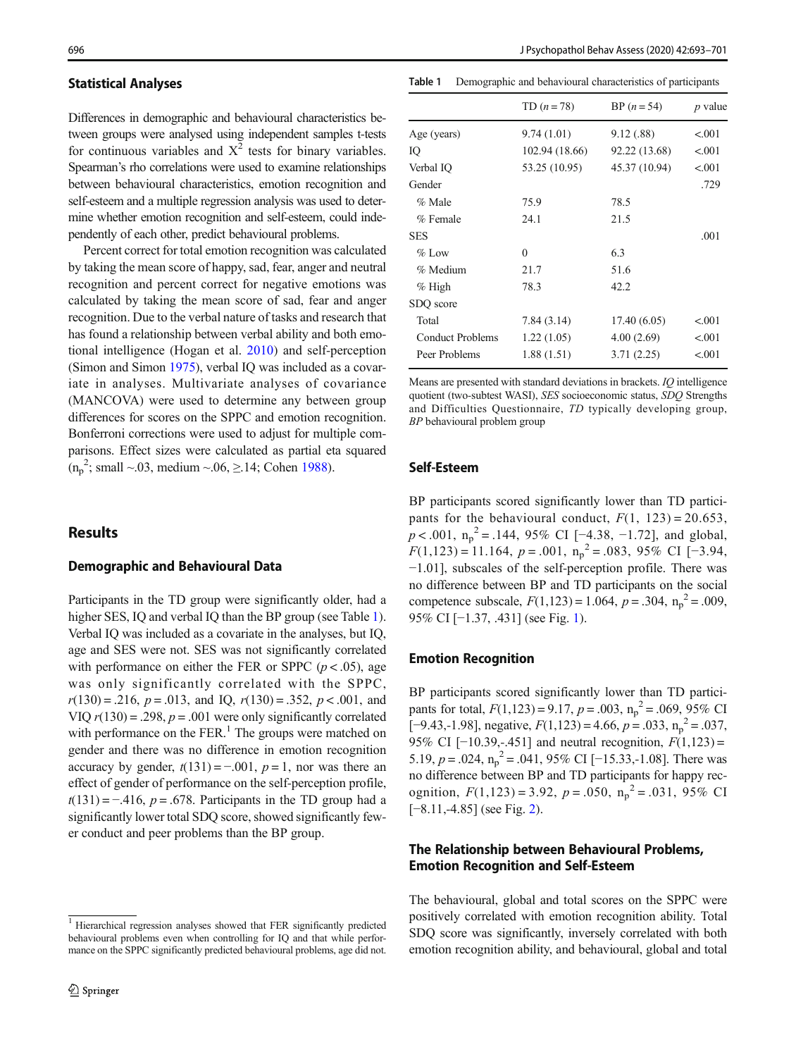### Statistical Analyses

Differences in demographic and behavioural characteristics between groups were analysed using independent samples t-tests for continuous variables and $X^2$ tests for binary variables. Spearman's rho correlations were used to examine relationships between behavioural characteristics, emotion recognition and self-esteem and a multiple regression analysis was used to determine whether emotion recognition and self-esteem, could independently of each other, predict behavioural problems.

Percent correct for total emotion recognition was calculated by taking the mean score of happy, sad, fear, anger and neutral recognition and percent correct for negative emotions was calculated by taking the mean score of sad, fear and anger recognition. Due to the verbal nature of tasks and research that has found a relationship between verbal ability and both emotional intelligence (Hogan et al. 2010) and self-perception (Simon and Simon 1975), verbal IQ was included as a covariate in analyses. Multivariate analyses of covariance (MANCOVA) were used to determine any between group differences for scores on the SPPC and emotion recognition. Bonferroni corrections were used to adjust for multiple comparisons. Effect sizes were calculated as partial eta squared ($n_p^2$; small ~.03, medium ~.06, ≥.14; Cohen 1988).

## Results

### Demographic and Behavioural Data

Participants in the TD group were significantly older, had a higher SES, IQ and verbal IQ than the BP group (see Table 1). Verbal IQ was included as a covariate in the analyses, but IQ, age and SES were not. SES was not significantly correlated with performance on either the FER or SPPC ($p < .05$), age was only significantly correlated with the SPPC, $r(130) = .216$, $p = .013$, and IQ, $r(130) = .352$, $p < .001$, and VIQ $r(130) = .298$, $p = .001$ were only significantly correlated with performance on the FER.[1] The groups were matched on gender and there was no difference in emotion recognition accuracy by gender, $t(131) = -.001$, $p = 1$, nor was there an effect of gender of performance on the self-perception profile, $t(131) = -.416$, $p = .678$. Participants in the TD group had a significantly lower total SDQ score, showed significantly fewer conduct and peer problems than the BP group.

[1] Hierarchical regression analyses showed that FER significantly predicted behavioural problems even when controlling for IQ and that while performance on the SPPC significantly predicted behavioural problems, age did not.

**Table 1** Demographic and behavioural characteristics of participants

| | TD ($n = 78$) | BP ($n = 54$) | $p$ value |
|---|---|---|---|
| Age (years) | 9.74 (1.01) | 9.12 (.88) | <.001 |
| IQ | 102.94 (18.66) | 92.22 (13.68) | <.001 |
| Verbal IQ | 53.25 (10.95) | 45.37 (10.94) | <.001 |
| Gender | | | .729 |
| % Male | 75.9 | 78.5 | |
| % Female | 24.1 | 21.5 | |
| SES | | | .001 |
| % Low | 0 | 6.3 | |
| % Medium | 21.7 | 51.6 | |
| % High | 78.3 | 42.2 | |
| SDQ score | | | |
| Total | 7.84 (3.14) | 17.40 (6.05) | <.001 |
| Conduct Problems | 1.22 (1.05) | 4.00 (2.69) | <.001 |
| Peer Problems | 1.88 (1.51) | 3.71 (2.25) | <.001 |

Means are presented with standard deviations in brackets. *IQ* intelligence quotient (two-subtest WASI), *SES* socioeconomic status, *SDQ* Strengths and Difficulties Questionnaire, *TD* typically developing group, *BP* behavioural problem group

### Self-Esteem

BP participants scored significantly lower than TD participants for the behavioural conduct, $F(1, 123) = 20.653$, $p < .001$, $n_p^2 = .144$, 95% CI [−4.38, −1.72], and global, $F(1,123) = 11.164$, $p = .001$, $n_p^2 = .083$, 95% CI [−3.94, −1.01], subscales of the self-perception profile. There was no difference between BP and TD participants on the social competence subscale, $F(1,123) = 1.064$, $p = .304$, $n_p^2 = .009$, 95% CI [−1.37, .431] (see Fig. 1).

### Emotion Recognition

BP participants scored significantly lower than TD participants for total, $F(1,123) = 9.17$, $p = .003$, $n_p^2 = .069$, 95% CI [−9.43,-1.98], negative, $F(1,123) = 4.66$, $p = .033$, $n_p^2 = .037$, 95% CI [−10.39,-.451] and neutral recognition, $F(1,123) = 5.19$, $p = .024$, $n_p^2 = .041$, 95% CI [−15.33,-1.08]. There was no difference between BP and TD participants for happy recognition, $F(1,123) = 3.92$, $p = .050$, $n_p^2 = .031$, 95% CI [−8.11,-4.85] (see Fig. 2).

### The Relationship between Behavioural Problems, Emotion Recognition and Self-Esteem

The behavioural, global and total scores on the SPPC were positively correlated with emotion recognition ability. Total SDQ score was significantly, inversely correlated with both emotion recognition ability, and behavioural, global and total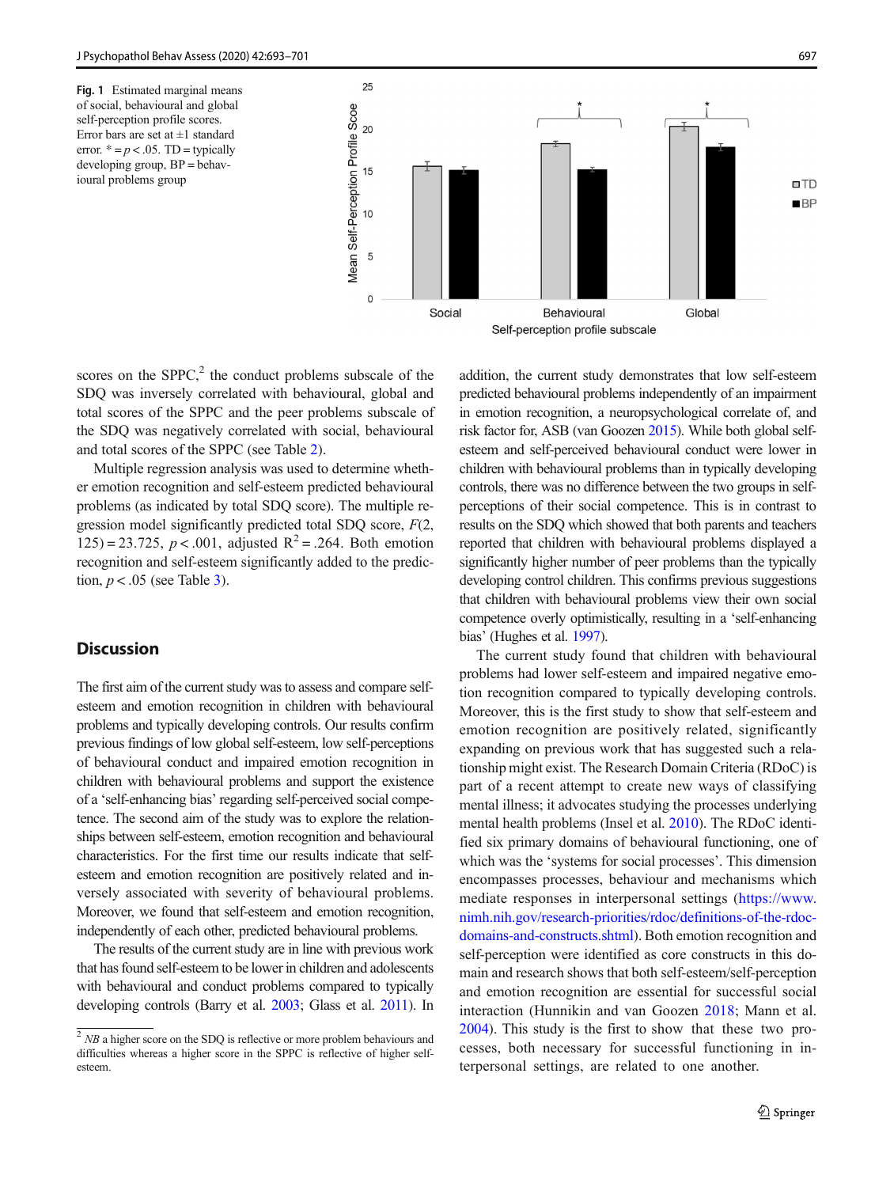**Fig. 1** Estimated marginal means of social, behavioural and global self-perception profile scores. Error bars are set at ±1 standard error. * = $p < .05$. TD = typically developing group, BP = behavioural problems group

25
20
15
10
5
0
Mean Self-Perception Profile Scoe
*
*
TD
BP
Social
Behavioural
Global
Self-perception profile subscale

scores on the SPPC,[2] the conduct problems subscale of the SDQ was inversely correlated with behavioural, global and total scores of the SPPC and the peer problems subscale of the SDQ was negatively correlated with social, behavioural and total scores of the SPPC (see Table 2).

Multiple regression analysis was used to determine whether emotion recognition and self-esteem predicted behavioural problems (as indicated by total SDQ score). The multiple regression model significantly predicted total SDQ score, $F(2, 125) = 23.725$, $p < .001$, adjusted $R^2 = .264$. Both emotion recognition and self-esteem significantly added to the prediction, $p < .05$ (see Table 3).

## Discussion

The first aim of the current study was to assess and compare self-esteem and emotion recognition in children with behavioural problems and typically developing controls. Our results confirm previous findings of low global self-esteem, low self-perceptions of behavioural conduct and impaired emotion recognition in children with behavioural problems and support the existence of a 'self-enhancing bias' regarding self-perceived social competence. The second aim of the study was to explore the relationships between self-esteem, emotion recognition and behavioural characteristics. For the first time our results indicate that self-esteem and emotion recognition are positively related and inversely associated with severity of behavioural problems. Moreover, we found that self-esteem and emotion recognition, independently of each other, predicted behavioural problems.

The results of the current study are in line with previous work that has found self-esteem to be lower in children and adolescents with behavioural and conduct problems compared to typically developing controls (Barry et al. 2003; Glass et al. 2011). In addition, the current study demonstrates that low self-esteem predicted behavioural problems independently of an impairment in emotion recognition, a neuropsychological correlate of, and risk factor for, ASB (van Goozen 2015). While both global self-esteem and self-perceived behavioural conduct were lower in children with behavioural problems than in typically developing controls, there was no difference between the two groups in self-perceptions of their social competence. This is in contrast to results on the SDQ which showed that both parents and teachers reported that children with behavioural problems displayed a significantly higher number of peer problems than the typically developing control children. This confirms previous suggestions that children with behavioural problems view their own social competence overly optimistically, resulting in a 'self-enhancing bias' (Hughes et al. 1997).

The current study found that children with behavioural problems had lower self-esteem and impaired negative emotion recognition compared to typically developing controls. Moreover, this is the first study to show that self-esteem and emotion recognition are positively related, significantly expanding on previous work that has suggested such a relationship might exist. The Research Domain Criteria (RDoC) is part of a recent attempt to create new ways of classifying mental illness; it advocates studying the processes underlying mental health problems (Insel et al. 2010). The RDoC identified six primary domains of behavioural functioning, one of which was the 'systems for social processes'. This dimension encompasses processes, behaviour and mechanisms which mediate responses in interpersonal settings (https://www.nimh.nih.gov/research-priorities/rdoc/definitions-of-the-rdoc-domains-and-constructs.shtml). Both emotion recognition and self-perception were identified as core constructs in this domain and research shows that both self-esteem/self-perception and emotion recognition are essential for successful social interaction (Hunnikin and van Goozen 2018; Mann et al. 2004). This study is the first to show that these two processes, both necessary for successful functioning in interpersonal settings, are related to one another.

[2] *NB* a higher score on the SDQ is reflective or more problem behaviours and difficulties whereas a higher score in the SPPC is reflective of higher self-esteem.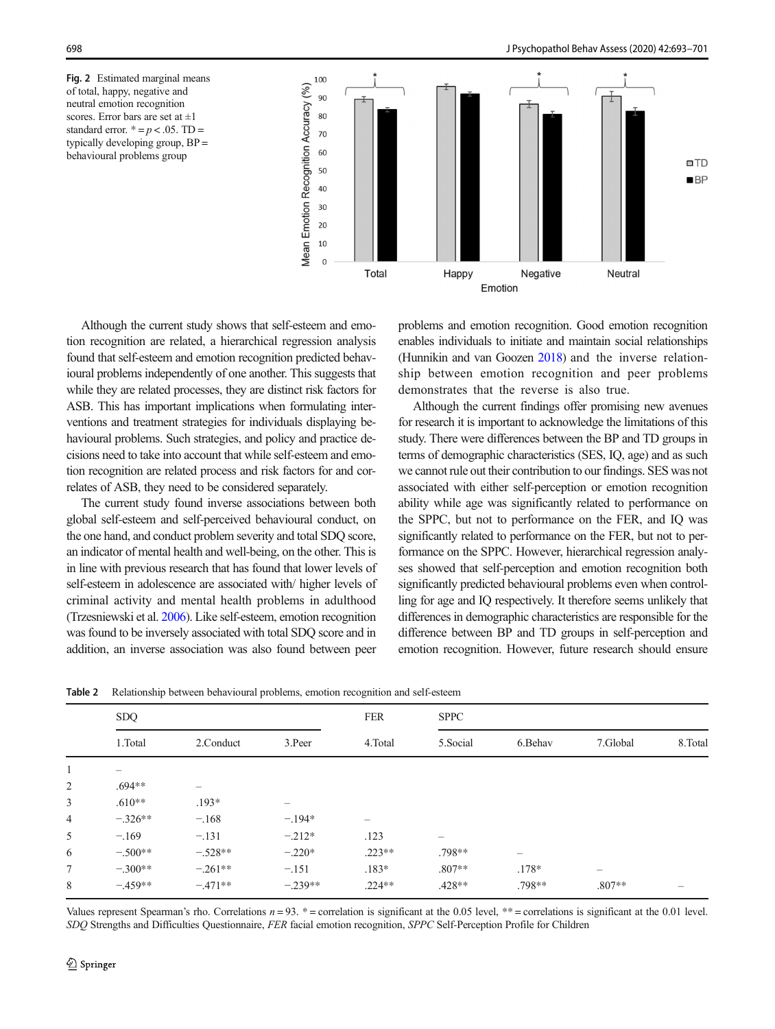**Fig. 2** Estimated marginal means of total, happy, negative and neutral emotion recognition scores. Error bars are set at ±1 standard error. * = $p < .05$. TD = typically developing group, BP = behavioural problems group

Mean Emotion Recognition Accuracy (%)

100
90
80
70
60
50
40
30
20
10
0

Total
Happy
Negative
Neutral

Emotion

TD
BP

\*
\*
\*

Although the current study shows that self-esteem and emotion recognition are related, a hierarchical regression analysis found that self-esteem and emotion recognition predicted behavioural problems independently of one another. This suggests that while they are related processes, they are distinct risk factors for ASB. This has important implications when formulating interventions and treatment strategies for individuals displaying behavioural problems. Such strategies, and policy and practice decisions need to take into account that while self-esteem and emotion recognition are related process and risk factors for and correlates of ASB, they need to be considered separately.

The current study found inverse associations between both global self-esteem and self-perceived behavioural conduct, on the one hand, and conduct problem severity and total SDQ score, an indicator of mental health and well-being, on the other. This is in line with previous research that has found that lower levels of self-esteem in adolescence are associated with/ higher levels of criminal activity and mental health problems in adulthood (Trzesniewski et al. 2006). Like self-esteem, emotion recognition was found to be inversely associated with total SDQ score and in addition, an inverse association was also found between peer problems and emotion recognition. Good emotion recognition enables individuals to initiate and maintain social relationships (Hunnikin and van Goozen 2018) and the inverse relationship between emotion recognition and peer problems demonstrates that the reverse is also true.

Although the current findings offer promising new avenues for research it is important to acknowledge the limitations of this study. There were differences between the BP and TD groups in terms of demographic characteristics (SES, IQ, age) and as such we cannot rule out their contribution to our findings. SES was not associated with either self-perception or emotion recognition ability while age was significantly related to performance on the SPPC, but not to performance on the FER, and IQ was significantly related to performance on the FER, but not to performance on the SPPC. However, hierarchical regression analyses showed that self-perception and emotion recognition both significantly predicted behavioural problems even when controlling for age and IQ respectively. It therefore seems unlikely that differences in demographic characteristics are responsible for the difference between BP and TD groups in self-perception and emotion recognition. However, future research should ensure

**Table 2** Relationship between behavioural problems, emotion recognition and self-esteem

| | SDQ | | | FER | SPPC | | | |
|---|---|---|---|---|---|---|---|---|
| | 1.Total | 2.Conduct | 3.Peer | 4.Total | 5.Social | 6.Behav | 7.Global | 8.Total |
| 1 | – | | | | | | | |
| 2 | .694** | – | | | | | | |
| 3 | .610** | .193* | – | | | | | |
| 4 | −.326** | −.168 | −.194* | – | | | | |
| 5 | −.169 | −.131 | −.212* | .123 | – | | | |
| 6 | −.500** | −.528** | −.220* | .223** | .798** | – | | |
| 7 | −.300** | −.261** | −.151 | .183* | .807** | .178* | – | |
| 8 | −.459** | −.471** | −.239** | .224** | .428** | .798** | .807** | – |

Values represent Spearman's rho. Correlations $n = 93$. * = correlation is significant at the 0.05 level, ** = correlations is significant at the 0.01 level. *SDQ* Strengths and Difficulties Questionnaire, *FER* facial emotion recognition, *SPPC* Self-Perception Profile for Children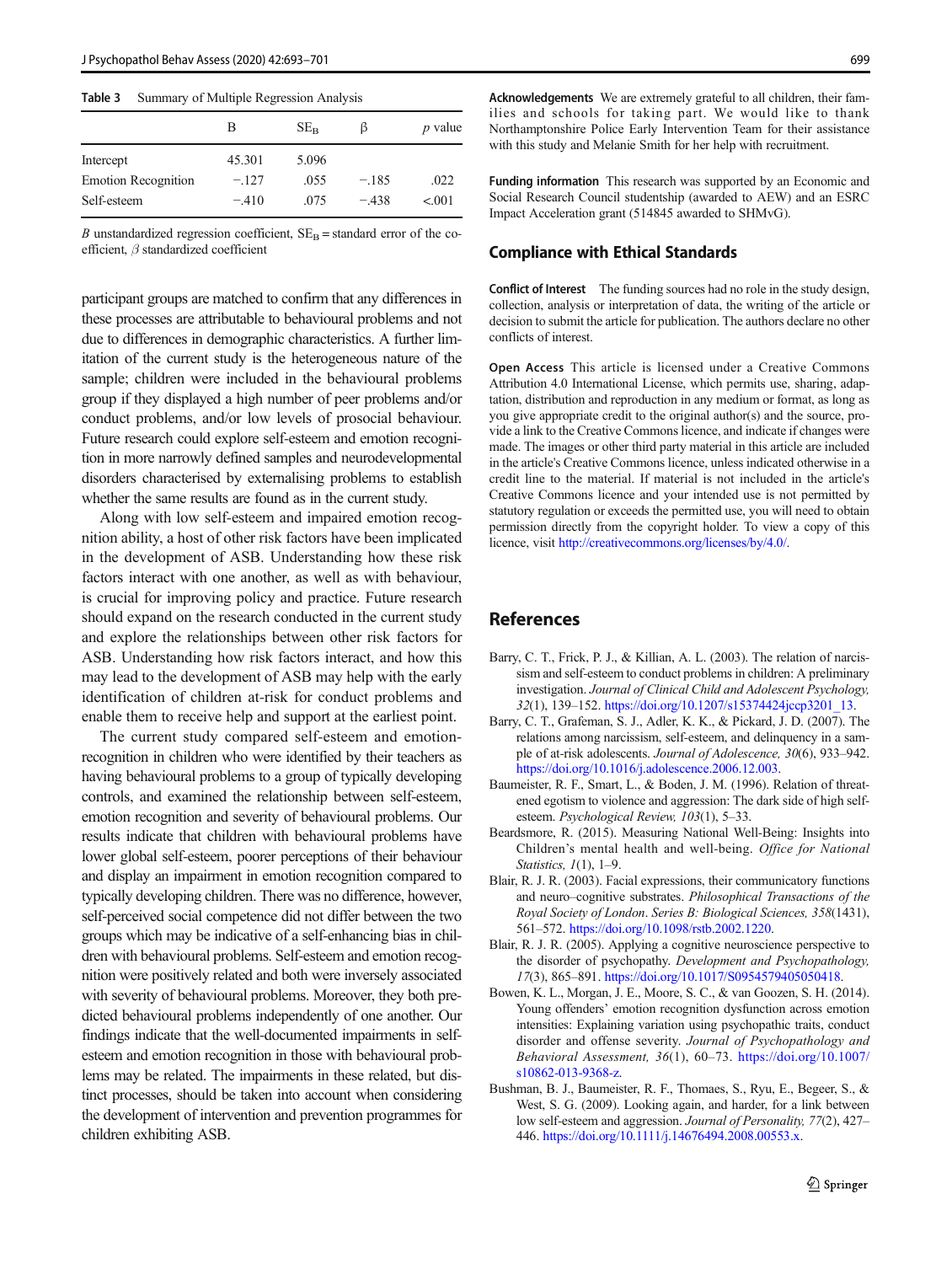**Table 3** Summary of Multiple Regression Analysis

| | B | $SE_B$ | β | *p* value |
|---|---|---|---|---|
| Intercept | 45.301 | 5.096 | | |
| Emotion Recognition | −.127 | .055 | −.185 | .022 |
| Self-esteem | −.410 | .075 | −.438 | <.001 |

*B* unstandardized regression coefficient, $SE_B$ = standard error of the coefficient, *β* standardized coefficient

participant groups are matched to confirm that any differences in these processes are attributable to behavioural problems and not due to differences in demographic characteristics. A further limitation of the current study is the heterogeneous nature of the sample; children were included in the behavioural problems group if they displayed a high number of peer problems and/or conduct problems, and/or low levels of prosocial behaviour. Future research could explore self-esteem and emotion recognition in more narrowly defined samples and neurodevelopmental disorders characterised by externalising problems to establish whether the same results are found as in the current study.

Along with low self-esteem and impaired emotion recognition ability, a host of other risk factors have been implicated in the development of ASB. Understanding how these risk factors interact with one another, as well as with behaviour, is crucial for improving policy and practice. Future research should expand on the research conducted in the current study and explore the relationships between other risk factors for ASB. Understanding how risk factors interact, and how this may lead to the development of ASB may help with the early identification of children at-risk for conduct problems and enable them to receive help and support at the earliest point.

The current study compared self-esteem and emotion-recognition in children who were identified by their teachers as having behavioural problems to a group of typically developing controls, and examined the relationship between self-esteem, emotion recognition and severity of behavioural problems. Our results indicate that children with behavioural problems have lower global self-esteem, poorer perceptions of their behaviour and display an impairment in emotion recognition compared to typically developing children. There was no difference, however, self-perceived social competence did not differ between the two groups which may be indicative of a self-enhancing bias in children with behavioural problems. Self-esteem and emotion recognition were positively related and both were inversely associated with severity of behavioural problems. Moreover, they both predicted behavioural problems independently of one another. Our findings indicate that the well-documented impairments in self-esteem and emotion recognition in those with behavioural problems may be related. The impairments in these related, but distinct processes, should be taken into account when considering the development of intervention and prevention programmes for children exhibiting ASB.

**Acknowledgements** We are extremely grateful to all children, their families and schools for taking part. We would like to thank Northamptonshire Police Early Intervention Team for their assistance with this study and Melanie Smith for her help with recruitment.

**Funding information** This research was supported by an Economic and Social Research Council studentship (awarded to AEW) and an ESRC Impact Acceleration grant (514845 awarded to SHMvG).

## Compliance with Ethical Standards

**Conflict of Interest** The funding sources had no role in the study design, collection, analysis or interpretation of data, the writing of the article or decision to submit the article for publication. The authors declare no other conflicts of interest.

**Open Access** This article is licensed under a Creative Commons Attribution 4.0 International License, which permits use, sharing, adaptation, distribution and reproduction in any medium or format, as long as you give appropriate credit to the original author(s) and the source, provide a link to the Creative Commons licence, and indicate if changes were made. The images or other third party material in this article are included in the article's Creative Commons licence, unless indicated otherwise in a credit line to the material. If material is not included in the article's Creative Commons licence and your intended use is not permitted by statutory regulation or exceeds the permitted use, you will need to obtain permission directly from the copyright holder. To view a copy of this licence, visit http://creativecommons.org/licenses/by/4.0/.

## References

Barry, C. T., Frick, P. J., & Killian, A. L. (2003). The relation of narcissism and self-esteem to conduct problems in children: A preliminary investigation. *Journal of Clinical Child and Adolescent Psychology, 32*(1), 139–152. https://doi.org/10.1207/s15374424jccp3201_13.

Barry, C. T., Grafeman, S. J., Adler, K. K., & Pickard, J. D. (2007). The relations among narcissism, self-esteem, and delinquency in a sample of at-risk adolescents. *Journal of Adolescence, 30*(6), 933–942. https://doi.org/10.1016/j.adolescence.2006.12.003.

Baumeister, R. F., Smart, L., & Boden, J. M. (1996). Relation of threatened egotism to violence and aggression: The dark side of high self-esteem. *Psychological Review, 103*(1), 5–33.

Beardsmore, R. (2015). Measuring National Well-Being: Insights into Children's mental health and well-being. *Office for National Statistics, 1*(1), 1–9.

Blair, R. J. R. (2003). Facial expressions, their communicatory functions and neuro–cognitive substrates. *Philosophical Transactions of the Royal Society of London. Series B: Biological Sciences, 358*(1431), 561–572. https://doi.org/10.1098/rstb.2002.1220.

Blair, R. J. R. (2005). Applying a cognitive neuroscience perspective to the disorder of psychopathy. *Development and Psychopathology, 17*(3), 865–891. https://doi.org/10.1017/S0954579405050418.

Bowen, K. L., Morgan, J. E., Moore, S. C., & van Goozen, S. H. (2014). Young offenders' emotion recognition dysfunction across emotion intensities: Explaining variation using psychopathic traits, conduct disorder and offense severity. *Journal of Psychopathology and Behavioral Assessment, 36*(1), 60–73. https://doi.org/10.1007/s10862-013-9368-z.

Bushman, B. J., Baumeister, R. F., Thomaes, S., Ryu, E., Begeer, S., & West, S. G. (2009). Looking again, and harder, for a link between low self-esteem and aggression. *Journal of Personality, 77*(2), 427–446. https://doi.org/10.1111/j.14676494.2008.00553.x.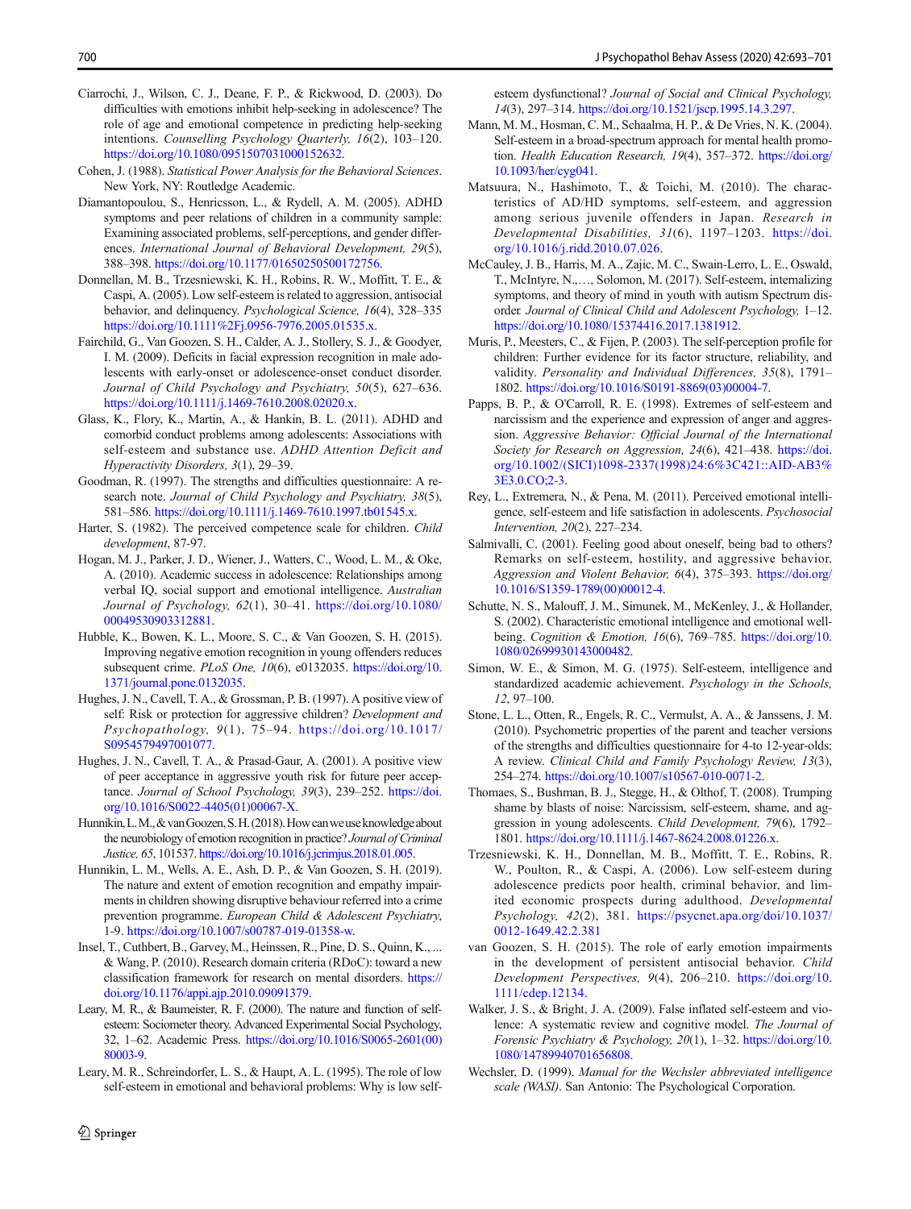Ciarrochi, J., Wilson, C. J., Deane, F. P., & Rickwood, D. (2003). Do difficulties with emotions inhibit help-seeking in adolescence? The role of age and emotional competence in predicting help-seeking intentions. *Counselling Psychology Quarterly, 16*(2), 103–120. https://doi.org/10.1080/0951507031000152632.

Cohen, J. (1988). *Statistical Power Analysis for the Behavioral Sciences*. New York, NY: Routledge Academic.

Diamantopoulou, S., Henricsson, L., & Rydell, A. M. (2005). ADHD symptoms and peer relations of children in a community sample: Examining associated problems, self-perceptions, and gender differences. *International Journal of Behavioral Development, 29*(5), 388–398. https://doi.org/10.1177/01650250500172756.

Donnellan, M. B., Trzesniewski, K. H., Robins, R. W., Moffitt, T. E., & Caspi, A. (2005). Low self-esteem is related to aggression, antisocial behavior, and delinquency. *Psychological Science, 16*(4), 328–335 https://doi.org/10.1111%2Fj.0956-7976.2005.01535.x.

Fairchild, G., Van Goozen, S. H., Calder, A. J., Stollery, S. J., & Goodyer, I. M. (2009). Deficits in facial expression recognition in male adolescents with early-onset or adolescence-onset conduct disorder. *Journal of Child Psychology and Psychiatry, 50*(5), 627–636. https://doi.org/10.1111/j.1469-7610.2008.02020.x.

Glass, K., Flory, K., Martin, A., & Hankin, B. L. (2011). ADHD and comorbid conduct problems among adolescents: Associations with self-esteem and substance use. *ADHD Attention Deficit and Hyperactivity Disorders, 3*(1), 29–39.

Goodman, R. (1997). The strengths and difficulties questionnaire: A research note. *Journal of Child Psychology and Psychiatry, 38*(5), 581–586. https://doi.org/10.1111/j.1469-7610.1997.tb01545.x.

Harter, S. (1982). The perceived competence scale for children. *Child development*, 87-97.

Hogan, M. J., Parker, J. D., Wiener, J., Watters, C., Wood, L. M., & Oke, A. (2010). Academic success in adolescence: Relationships among verbal IQ, social support and emotional intelligence. *Australian Journal of Psychology, 62*(1), 30–41. https://doi.org/10.1080/00049530903312881.

Hubble, K., Bowen, K. L., Moore, S. C., & Van Goozen, S. H. (2015). Improving negative emotion recognition in young offenders reduces subsequent crime. *PLoS One, 10*(6), e0132035. https://doi.org/10.1371/journal.pone.0132035.

Hughes, J. N., Cavell, T. A., & Grossman, P. B. (1997). A positive view of self: Risk or protection for aggressive children? *Development and Psychopathology, 9*(1), 75–94. https://doi.org/10.1017/S0954579497001077.

Hughes, J. N., Cavell, T. A., & Prasad-Gaur, A. (2001). A positive view of peer acceptance in aggressive youth risk for future peer acceptance. *Journal of School Psychology, 39*(3), 239–252. https://doi.org/10.1016/S0022-4405(01)00067-X.

Hunnikin, L. M., & van Goozen, S. H. (2018). How can we use knowledge about the neurobiology of emotion recognition in practice? *Journal of Criminal Justice, 65*, 101537. https://doi.org/10.1016/j.jcrimjus.2018.01.005.

Hunnikin, L. M., Wells, A. E., Ash, D. P., & Van Goozen, S. H. (2019). The nature and extent of emotion recognition and empathy impairments in children showing disruptive behaviour referred into a crime prevention programme. *European Child & Adolescent Psychiatry*, 1-9. https://doi.org/10.1007/s00787-019-01358-w.

Insel, T., Cuthbert, B., Garvey, M., Heinssen, R., Pine, D. S., Quinn, K., ... & Wang, P. (2010). Research domain criteria (RDoC): toward a new classification framework for research on mental disorders. https://doi.org/10.1176/appi.ajp.2010.09091379.

Leary, M. R., & Baumeister, R. F. (2000). The nature and function of self-esteem: Sociometer theory. Advanced Experimental Social Psychology, 32, 1–62. Academic Press. https://doi.org/10.1016/S0065-2601(00)80003-9.

Leary, M. R., Schreindorfer, L. S., & Haupt, A. L. (1995). The role of low self-esteem in emotional and behavioral problems: Why is low self-esteem dysfunctional? *Journal of Social and Clinical Psychology, 14*(3), 297–314. https://doi.org/10.1521/jscp.1995.14.3.297.

Mann, M. M., Hosman, C. M., Schaalma, H. P., & De Vries, N. K. (2004). Self-esteem in a broad-spectrum approach for mental health promotion. *Health Education Research, 19*(4), 357–372. https://doi.org/10.1093/her/cyg041.

Matsuura, N., Hashimoto, T., & Toichi, M. (2010). The characteristics of AD/HD symptoms, self-esteem, and aggression among serious juvenile offenders in Japan. *Research in Developmental Disabilities, 31*(6), 1197–1203. https://doi.org/10.1016/j.ridd.2010.07.026.

McCauley, J. B., Harris, M. A., Zajic, M. C., Swain-Lerro, L. E., Oswald, T., McIntyre, N.,…, Solomon, M. (2017). Self-esteem, internalizing symptoms, and theory of mind in youth with autism Spectrum disorder. *Journal of Clinical Child and Adolescent Psychology*, 1–12. https://doi.org/10.1080/15374416.2017.1381912.

Muris, P., Meesters, C., & Fijen, P. (2003). The self-perception profile for children: Further evidence for its factor structure, reliability, and validity. *Personality and Individual Differences, 35*(8), 1791–1802. https://doi.org/10.1016/S0191-8869(03)00004-7.

Papps, B. P., & O'Carroll, R. E. (1998). Extremes of self-esteem and narcissism and the experience and expression of anger and aggression. *Aggressive Behavior: Official Journal of the International Society for Research on Aggression, 24*(6), 421–438. https://doi.org/10.1002/(SICI)1098-2337(1998)24:6%3C421::AID-AB3%3E3.0.CO;2-3.

Rey, L., Extremera, N., & Pena, M. (2011). Perceived emotional intelligence, self-esteem and life satisfaction in adolescents. *Psychosocial Intervention, 20*(2), 227–234.

Salmivalli, C. (2001). Feeling good about oneself, being bad to others? Remarks on self-esteem, hostility, and aggressive behavior. *Aggression and Violent Behavior, 6*(4), 375–393. https://doi.org/10.1016/S1359-1789(00)00012-4.

Schutte, N. S., Malouff, J. M., Simunek, M., McKenley, J., & Hollander, S. (2002). Characteristic emotional intelligence and emotional well-being. *Cognition & Emotion, 16*(6), 769–785. https://doi.org/10.1080/02699930143000482.

Simon, W. E., & Simon, M. G. (1975). Self-esteem, intelligence and standardized academic achievement. *Psychology in the Schools, 12*, 97–100.

Stone, L. L., Otten, R., Engels, R. C., Vermulst, A. A., & Janssens, J. M. (2010). Psychometric properties of the parent and teacher versions of the strengths and difficulties questionnaire for 4-to 12-year-olds: A review. *Clinical Child and Family Psychology Review, 13*(3), 254–274. https://doi.org/10.1007/s10567-010-0071-2.

Thomaes, S., Bushman, B. J., Stegge, H., & Olthof, T. (2008). Trumping shame by blasts of noise: Narcissism, self-esteem, shame, and aggression in young adolescents. *Child Development, 79*(6), 1792–1801. https://doi.org/10.1111/j.1467-8624.2008.01226.x.

Trzesniewski, K. H., Donnellan, M. B., Moffitt, T. E., Robins, R. W., Poulton, R., & Caspi, A. (2006). Low self-esteem during adolescence predicts poor health, criminal behavior, and limited economic prospects during adulthood. *Developmental Psychology, 42*(2), 381. https://psycnet.apa.org/doi/10.1037/0012-1649.42.2.381

van Goozen, S. H. (2015). The role of early emotion impairments in the development of persistent antisocial behavior. *Child Development Perspectives, 9*(4), 206–210. https://doi.org/10.1111/cdep.12134.

Walker, J. S., & Bright, J. A. (2009). False inflated self-esteem and violence: A systematic review and cognitive model. *The Journal of Forensic Psychiatry & Psychology, 20*(1), 1–32. https://doi.org/10.1080/14789940701656808.

Wechsler, D. (1999). *Manual for the Wechsler abbreviated intelligence scale (WASI)*. San Antonio: The Psychological Corporation.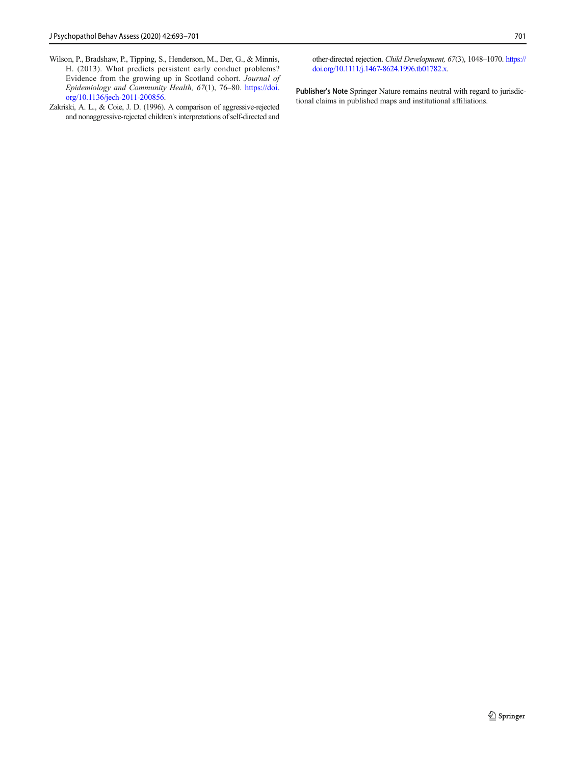Wilson, P., Bradshaw, P., Tipping, S., Henderson, M., Der, G., & Minnis, H. (2013). What predicts persistent early conduct problems? Evidence from the growing up in Scotland cohort. *Journal of Epidemiology and Community Health, 67*(1), 76–80. https://doi.org/10.1136/jech-2011-200856.

Zakriski, A. L., & Coie, J. D. (1996). A comparison of aggressive-rejected and nonaggressive-rejected children's interpretations of self-directed and other-directed rejection. *Child Development, 67*(3), 1048–1070. https://doi.org/10.1111/j.1467-8624.1996.tb01782.x.

**Publisher's Note** Springer Nature remains neutral with regard to jurisdictional claims in published maps and institutional affiliations.